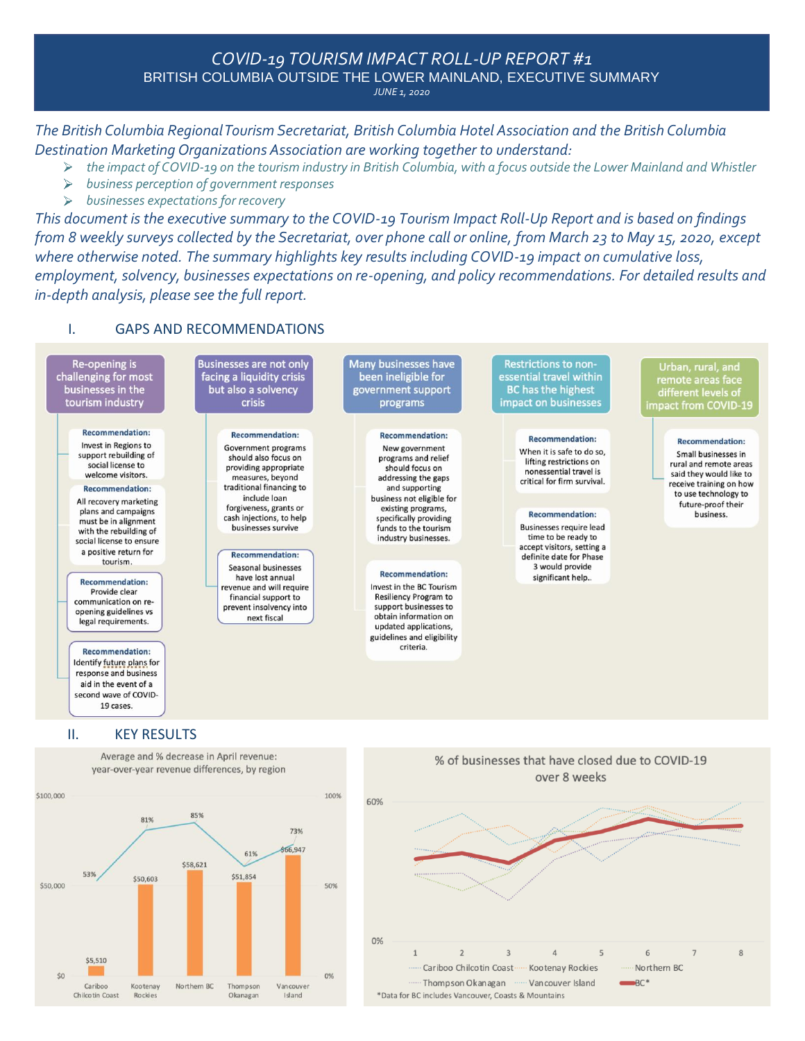# COVID-19 TOURISM IMPACT ROLL-UP REPORT #1

## BRITISH COLUMBIA OUTSIDE THE LOWER MAINLAND, EXECUTIVE SUMMARY

*JUNE 1, 2020*

*The British Columbia Regional Tourism Secretariat, British Columbia Hotel Association and the British Columbia Destination Marketing Organizations Association are working together to understand:*

- *the impact of COVID-19 on the tourism industry in British Columbia, with a focus outside the Lower Mainland and Whistler*
- *business perception of government responses*
- *businesses expectations for recovery*

*This document is the executive summary to the COVID-19 Tourism Impact Roll-Up Report and is based on findings from 8 weekly surveys collected by the Secretariat, over phone call or online, from March 23 to May 15, 2020, except where otherwise noted. The summary highlights key results including COVID-19 impact on cumulative loss, employment, solvency, businesses expectations on re-opening, and policy recommendations. For detailed results and in-depth analysis, please see the full report.*

## I. GAPS AND RECOMMENDATIONS

### Re-opening is challenging for most businesses in the tourism industry

**Recommendation:** Invest in Regions to support rebuilding of social license to welcome visitors.

**Recommendation:** All recovery marketing plans and campaigns must be in alignment with the rebuilding of social license to ensure a positive return for tourism.

**Recommendation:** Provide clear communication on re-opening guidelines vs legal requirements.

**Recommendation:** Identify future plans for response and business aid in the event of a second wave of COVID-19 cases.

### Businesses are not only facing a liquidity crisis but also a solvency crisis

**Recommendation:** Government programs should also focus on providing appropriate measures, beyond traditional financing to include loan forgiveness, grants or cash injections, to help businesses survive

**Recommendation:** Seasonal businesses have lost annual revenue and will require financial support to prevent insolvency into next fiscal

### Many businesses have been ineligible for government support programs

**Recommendation:** New government programs and relief should focus on addressing the gaps and supporting business not eligible for existing programs, specifically providing funds to the tourism industry businesses.

**Recommendation:** Invest in the BC Tourism Resiliency Program to support businesses to obtain information on updated applications, guidelines and eligibility criteria.

### Restrictions to non-essential travel within BC has the highest impact on businesses

**Recommendation:** When it is safe to do so, lifting restrictions on nonessential travel is critical for firm survival.

**Recommendation:** Businesses require lead time to be ready to accept visitors, setting a definite date for Phase 3 would provide significant help..

### Urban, rural, and remote areas face different levels of impact from COVID-19

**Recommendation:** Small businesses in rural and remote areas said they would like to receive training on how to use technology to future-proof their business.

## II. KEY RESULTS

Average and % decrease in April revenue: year-over-year revenue differences, by region

$100,000
$50,000
$0
100%
50%
0%

Cariboo Chilcotin Coast: $5,510, 53%
Kootenay Rockies: $50,603, 81%
Northern BC: $58,621, 85%
Thompson Okanagan: $51,854, 61%
Vancouver Island: $66,947, 73%

% of businesses that have closed due to COVID-19 over 8 weeks

60%
0%
1 2 3 4 5 6 7 8

Cariboo Chilcotin Coast, Kootenay Rockies, Northern BC, Thompson Okanagan, Vancouver Island, BC*

*Data for BC includes Vancouver, Coasts & Mountains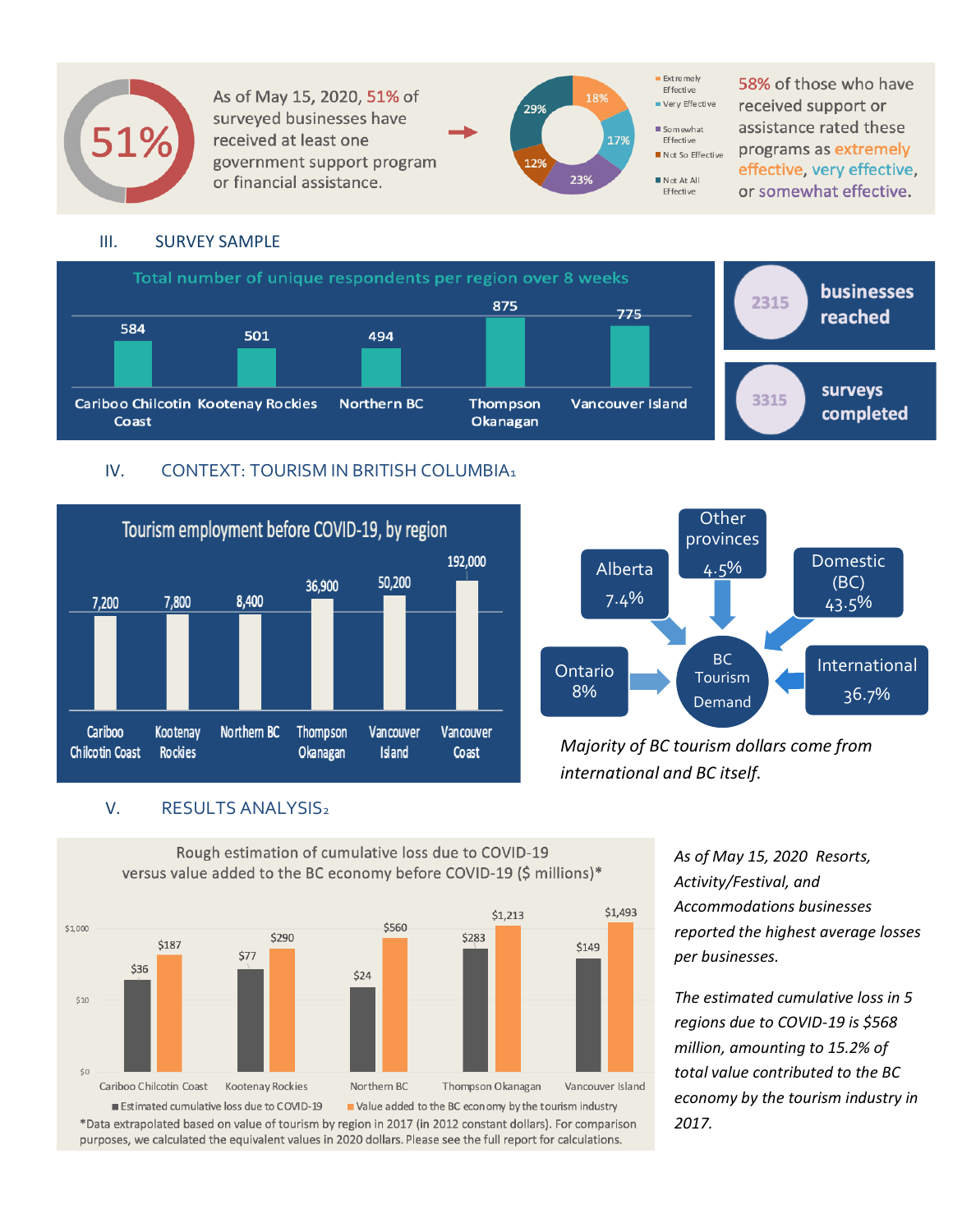51%

As of May 15, 2020, 51% of surveyed businesses have received at least one government support program or financial assistance.

18%
17%
23%
12%
29%

Extremely Effective
Very Effective
Somewhat Effective
Not So Effective
Not At All Effective

58% of those who have received support or assistance rated these programs as extremely effective, very effective, or somewhat effective.

## III. SURVEY SAMPLE

Total number of unique respondents per region over 8 weeks

584
501
494
875
775

Cariboo Chilcotin Coast
Kootenay Rockies
Northern BC
Thompson Okanagan
Vancouver Island

2315 businesses reached

3315 surveys completed

## IV. CONTEXT: TOURISM IN BRITISH COLUMBIA[1]

Tourism employment before COVID-19, by region

7,200
7,800
8,400
36,900
50,200
192,000

Cariboo Chilcotin Coast
Kootenay Rockies
Northern BC
Thompson Okanagan
Vancouver Island
Vancouver Coast

BC Tourism Demand

Alberta 7.4%
Other provinces 4.5%
Domestic (BC) 43.5%
Ontario 8%
International 36.7%

*Majority of BC tourism dollars come from international and BC itself.*

## V. RESULTS ANALYSIS[2]

Rough estimation of cumulative loss due to COVID-19 versus value added to the BC economy before COVID-19 ($ millions)*

$1,000
$10
$0

$36
$187
$77
$290
$24
$560
$283
$1,213
$149
$1,493

Cariboo Chilcotin Coast
Kootenay Rockies
Northern BC
Thompson Okanagan
Vancouver Island

Estimated cumulative loss due to COVID-19
Value added to the BC economy by the tourism industry

*Data extrapolated based on value of tourism by region in 2017 (in 2012 constant dollars). For comparison purposes, we calculated the equivalent values in 2020 dollars. Please see the full report for calculations.

*As of May 15, 2020 Resorts, Activity/Festival, and Accommodations businesses reported the highest average losses per businesses.*

*The estimated cumulative loss in 5 regions due to COVID-19 is $568 million, amounting to 15.2% of total value contributed to the BC economy by the tourism industry in 2017.*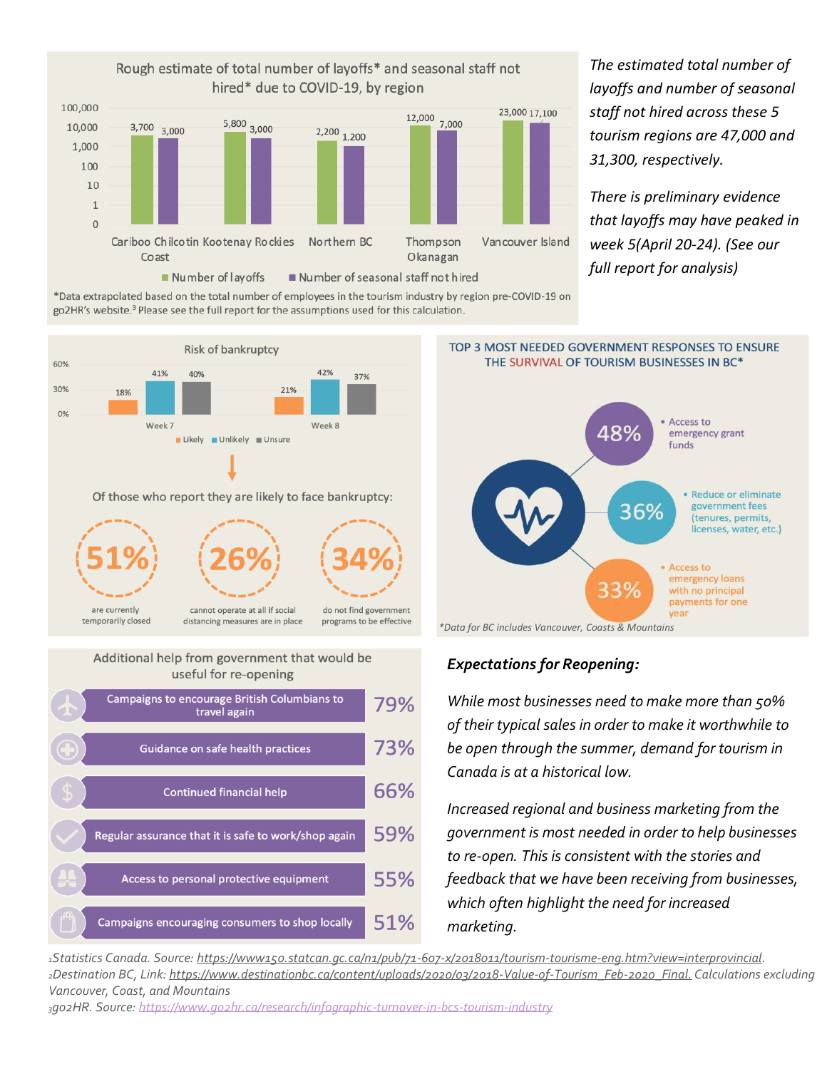Rough estimate of total number of layoffs* and seasonal staff not hired* due to COVID-19, by region

100,000
10,000
1,000
100
10
1
0

Cariboo Chilcotin Coast: 3,700 | 3,000
Kootenay Rockies: 5,800 | 3,000
Northern BC: 2,200 | 1,200
Thompson Okanagan: 12,000 | 7,000
Vancouver Island: 23,000 | 17,100

Number of layoffs | Number of seasonal staff not hired

*Data extrapolated based on the total number of employees in the tourism industry by region pre-COVID-19 on go2HR's website.[3] Please see the full report for the assumptions used for this calculation.

*The estimated total number of layoffs and number of seasonal staff not hired across these 5 tourism regions are 47,000 and 31,300, respectively.*

*There is preliminary evidence that layoffs may have peaked in week 5(April 20-24). (See our full report for analysis)*

Risk of bankruptcy

60%
30%
0%

Week 7: 18% | 41% | 40%
Week 8: 21% | 42% | 37%

Likely | Unlikely | Unsure

Of those who report they are likely to face bankruptcy:

51% are currently temporarily closed

26% cannot operate at all if social distancing measures are in place

34% do not find government programs to be effective

TOP 3 MOST NEEDED GOVERNMENT RESPONSES TO ENSURE THE SURVIVAL OF TOURISM BUSINESSES IN BC*

48% • Access to emergency grant funds

36% • Reduce or eliminate government fees (tenures, permits, licenses, water, etc.)

33% • Access to emergency loans with no principal payments for one year

*Data for BC includes Vancouver, Coasts & Mountains*

Additional help from government that would be useful for re-opening

Campaigns to encourage British Columbians to travel again 79%

Guidance on safe health practices 73%

Continued financial help 66%

Regular assurance that it is safe to work/shop again 59%

Access to personal protective equipment 55%

Campaigns encouraging consumers to shop locally 51%

### *Expectations for Reopening:*

*While most businesses need to make more than 50% of their typical sales in order to make it worthwhile to be open through the summer, demand for tourism in Canada is at a historical low.*

*Increased regional and business marketing from the government is most needed in order to help businesses to re-open. This is consistent with the stories and feedback that we have been receiving from businesses, which often highlight the need for increased marketing.*

[1]Statistics Canada. Source: https://www150.statcan.gc.ca/n1/pub/71-607-x/2018011/tourism-tourisme-eng.htm?view=interprovincial.
[2]Destination BC, Link: https://www.destinationbc.ca/content/uploads/2020/03/2018-Value-of-Tourism_Feb-2020_Final. Calculations excluding Vancouver, Coast, and Mountains
[3]go2HR. Source: https://www.go2hr.ca/research/infographic-turnover-in-bcs-tourism-industry